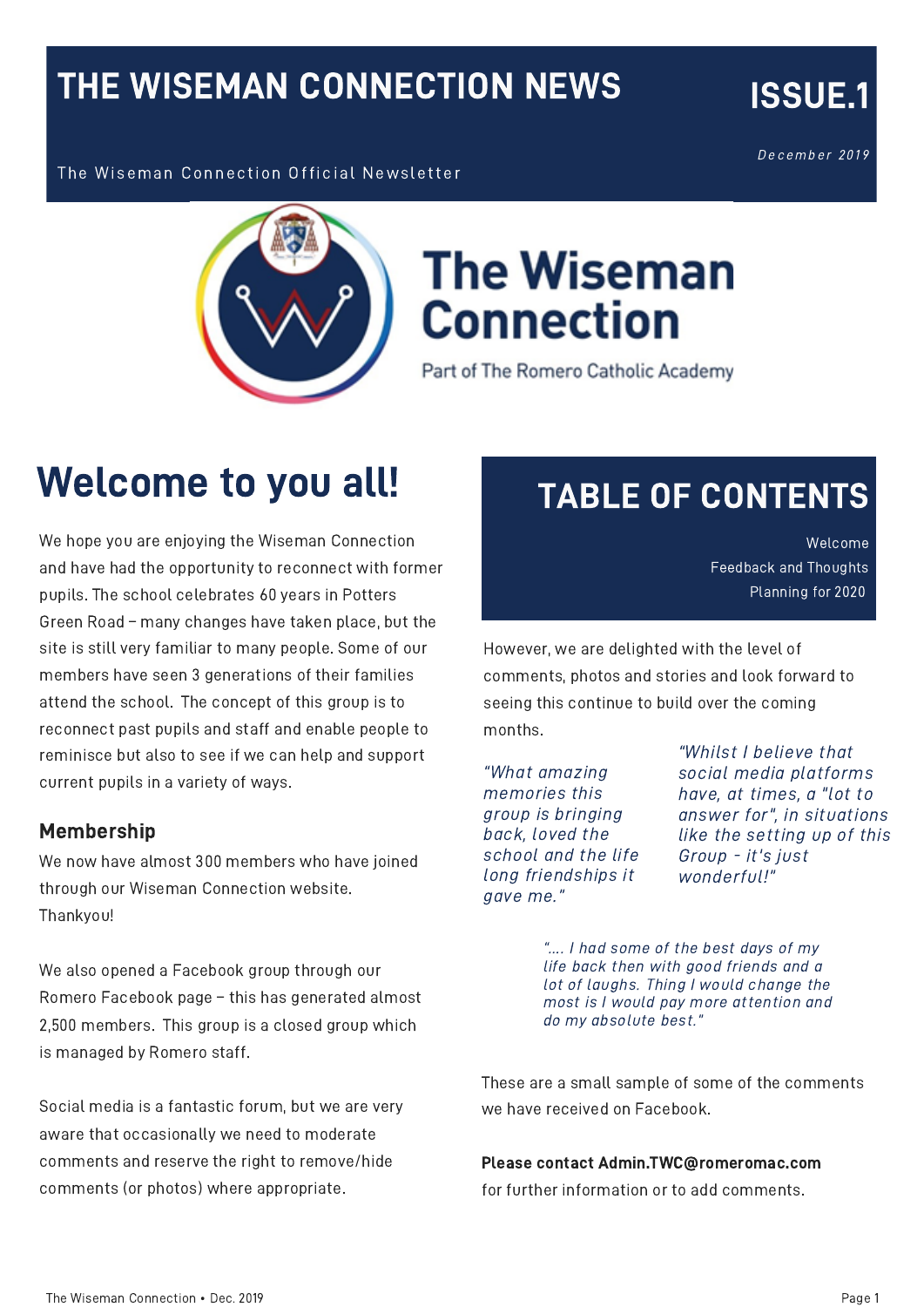# THE WISEMAN CONNECTION NEWS

**ISSUE.1**

*December 2019*

The Wiseman Connection Official Newsletter

The Wiseman Connection

Part of The Romero Catholic Academy

## Welcome to you all!

We hope you are enjoying the Wiseman Connection and have had the opportunity to reconnect with former pupils. The school celebrates 60 years in Potters Green Road – many changes have taken place, but the site is still very familiar to many people. Some of our members have seen 3 generations of their families attend the school. The concept of this group is to reconnect past pupils and staff and enable people to reminisce but also to see if we can help and support current pupils in a variety of ways.

### Membership

We now have almost 300 members who have joined through our Wiseman Connection website. Thankyou!

We also opened a Facebook group through our Romero Facebook page – this has generated almost 2,500 members. This group is a closed group which is managed by Romero staff.

Social media is a fantastic forum, but we are very aware that occasionally we need to moderate comments and reserve the right to remove/hide comments (or photos) where appropriate.

## TABLE OF CONTENTS

- Welcome
- Feedback and Thoughts
- Planning for 2020

However, we are delighted with the level of comments, photos and stories and look forward to seeing this continue to build over the coming months.

*"What amazing memories this group is bringing back, loved the school and the life long friendships it gave me."*

*"Whilst I believe that social media platforms have, at times, a "lot to answer for", in situations like the setting up of this Group - it's just wonderful!"*

*".... I had some of the best days of my life back then with good friends and a lot of laughs. Thing I would change the most is I would pay more attention and do my absolute best."*

These are a small sample of some of the comments we have received on Facebook.

**Please contact Admin.TWC@romeromac.com** for further information or to add comments.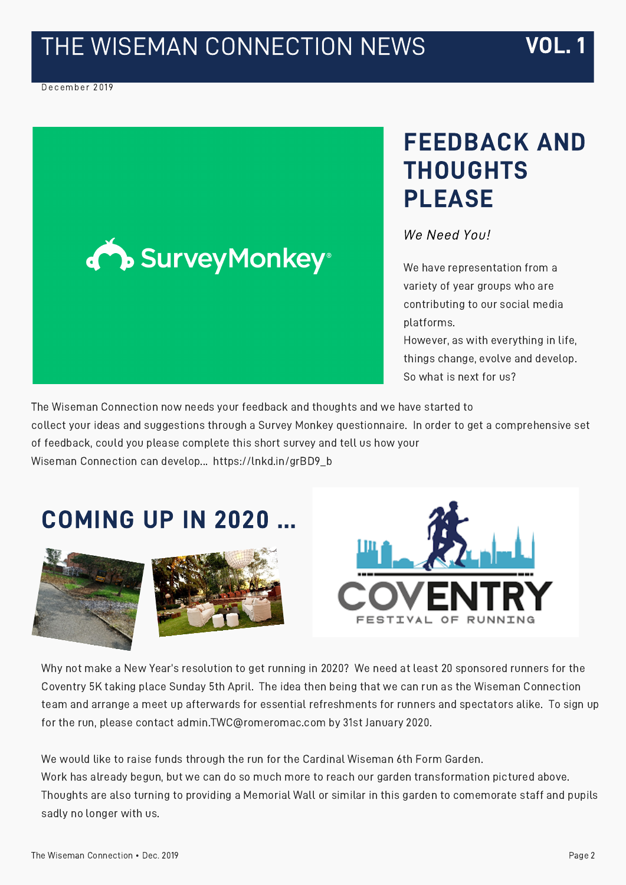# THE WISEMAN CONNECTION NEWS

**VOL. 1**

December 2019

## FEEDBACK AND THOUGHTS PLEASE

*We Need You!*

We have representation from a variety of year groups who are contributing to our social media platforms.

However, as with everything in life, things change, evolve and develop. So what is next for us?

The Wiseman Connection now needs your feedback and thoughts and we have started to collect your ideas and suggestions through a Survey Monkey questionnaire. In order to get a comprehensive set of feedback, could you please complete this short survey and tell us how your Wiseman Connection can develop... https://lnkd.in/grBD9_b

## COMING UP IN 2020 ...

Why not make a New Year's resolution to get running in 2020? We need at least 20 sponsored runners for the Coventry 5K taking place Sunday 5th April. The idea then being that we can run as the Wiseman Connection team and arrange a meet up afterwards for essential refreshments for runners and spectators alike. To sign up for the run, please contact admin.TWC@romeromac.com by 31st January 2020.

We would like to raise funds through the run for the Cardinal Wiseman 6th Form Garden.
Work has already begun, but we can do so much more to reach our garden transformation pictured above.
Thoughts are also turning to providing a Memorial Wall or similar in this garden to comemorate staff and pupils sadly no longer with us.